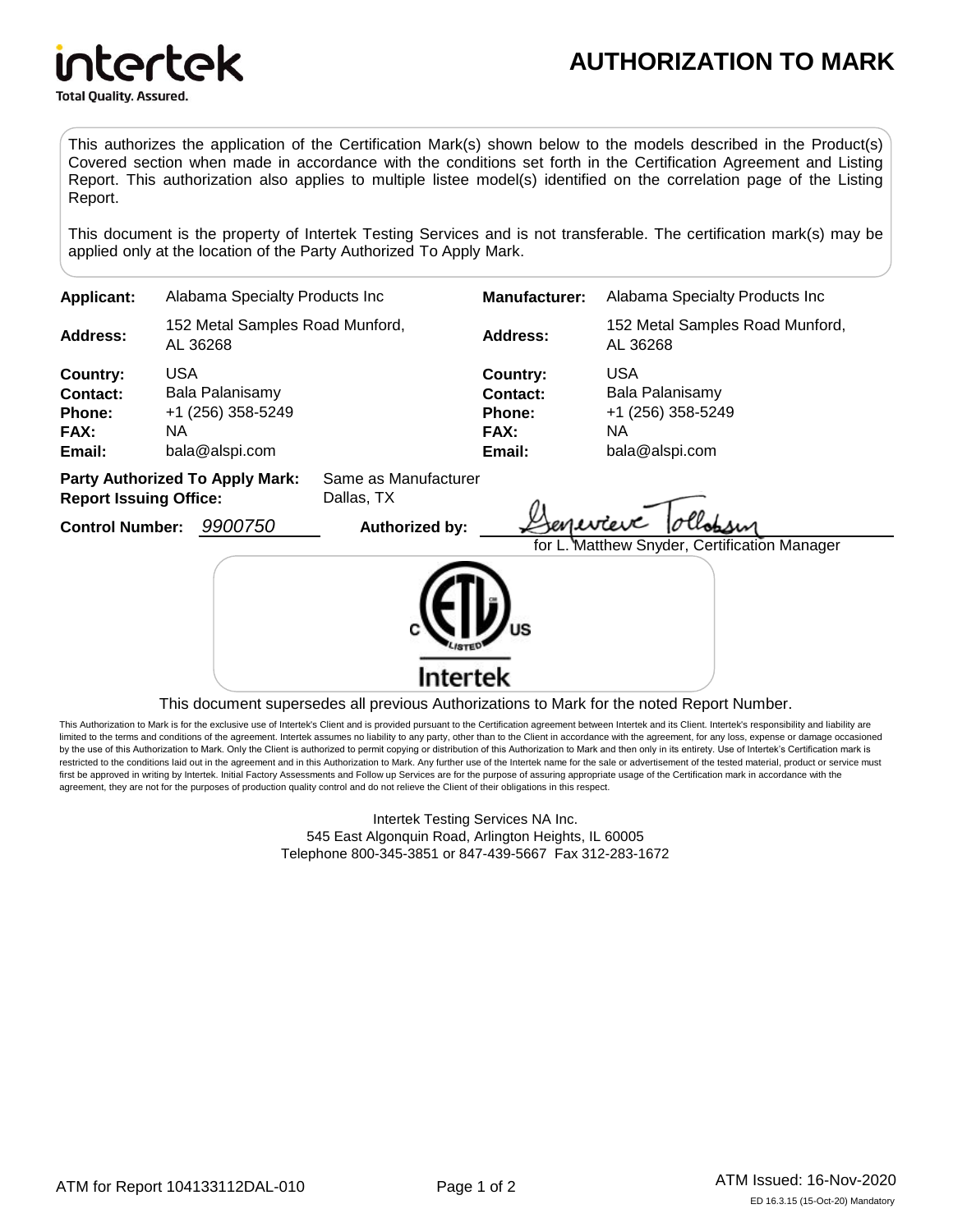# AUTHORIZATION TO MARK

This authorizes the application of the Certification Mark(s) shown below to the models described in the Product(s) Covered section when made in accordance with the conditions set forth in the Certification Agreement and Listing Report. This authorization also applies to multiple listee model(s) identified on the correlation page of the Listing Report.

This document is the property of Intertek Testing Services and is not transferable. The certification mark(s) may be applied only at the location of the Party Authorized To Apply Mark.

| | | | |
|---|---|---|---|
| **Applicant:** | Alabama Specialty Products Inc | **Manufacturer:** | Alabama Specialty Products Inc |
| **Address:** | 152 Metal Samples Road Munford, AL 36268 | **Address:** | 152 Metal Samples Road Munford, AL 36268 |
| **Country:** | USA | **Country:** | USA |
| **Contact:** | Bala Palanisamy | **Contact:** | Bala Palanisamy |
| **Phone:** | +1 (256) 358-5249 | **Phone:** | +1 (256) 358-5249 |
| **FAX:** | NA | **FAX:** | NA |
| **Email:** | bala@alspi.com | **Email:** | bala@alspi.com |

**Party Authorized To Apply Mark:** Same as Manufacturer
**Report Issuing Office:** Dallas, TX

**Control Number:** *9900750* **Authorized by:** Genevieve Tollobson
for L. Matthew Snyder, Certification Manager

C ETL LISTED US
Intertek

This document supersedes all previous Authorizations to Mark for the noted Report Number.

This Authorization to Mark is for the exclusive use of Intertek's Client and is provided pursuant to the Certification agreement between Intertek and its Client. Intertek's responsibility and liability are limited to the terms and conditions of the agreement. Intertek assumes no liability to any party, other than to the Client in accordance with the agreement, for any loss, expense or damage occasioned by the use of this Authorization to Mark. Only the Client is authorized to permit copying or distribution of this Authorization to Mark and then only in its entirety. Use of Intertek's Certification mark is restricted to the conditions laid out in the agreement and in this Authorization to Mark. Any further use of the Intertek name for the sale or advertisement of the tested material, product or service must first be approved in writing by Intertek. Initial Factory Assessments and Follow up Services are for the purpose of assuring appropriate usage of the Certification mark in accordance with the agreement, they are not for the purposes of production quality control and do not relieve the Client of their obligations in this respect.

Intertek Testing Services NA Inc.
545 East Algonquin Road, Arlington Heights, IL 60005
Telephone 800-345-3851 or 847-439-5667 Fax 312-283-1672

ATM for Report 104133112DAL-010

ATM Issued: 16-Nov-2020
ED 16.3.15 (15-Oct-20) Mandatory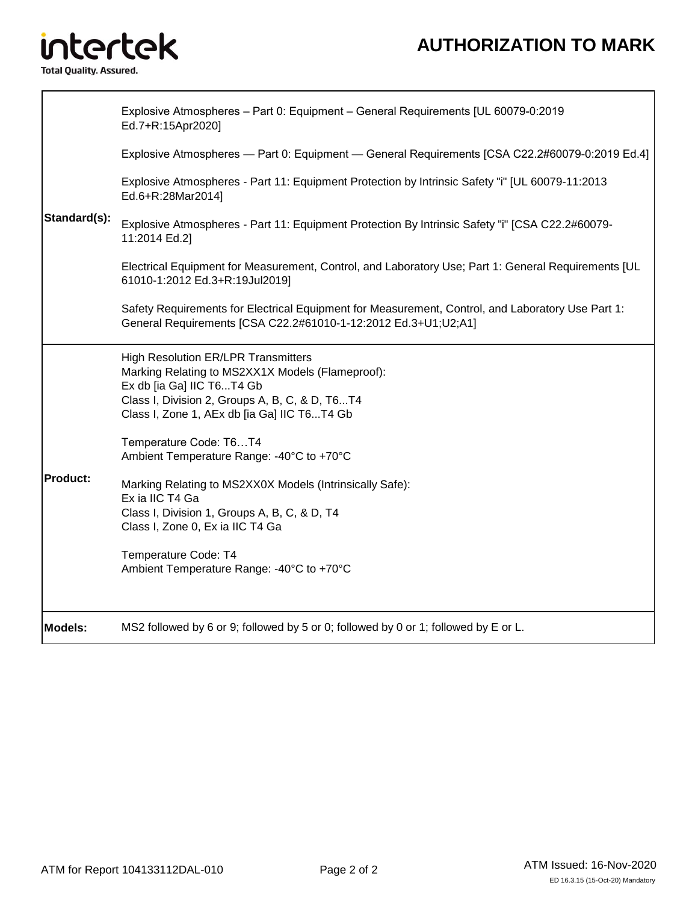**intertek**
Total Quality. Assured.

# AUTHORIZATION TO MARK

| | |
|---|---|
| **Standard(s):** | Explosive Atmospheres – Part 0: Equipment – General Requirements [UL 60079-0:2019 Ed.7+R:15Apr2020]<br><br>Explosive Atmospheres — Part 0: Equipment — General Requirements [CSA C22.2#60079-0:2019 Ed.4]<br><br>Explosive Atmospheres - Part 11: Equipment Protection by Intrinsic Safety "i" [UL 60079-11:2013 Ed.6+R:28Mar2014]<br><br>Explosive Atmospheres - Part 11: Equipment Protection By Intrinsic Safety "i" [CSA C22.2#60079-11:2014 Ed.2]<br><br>Electrical Equipment for Measurement, Control, and Laboratory Use; Part 1: General Requirements [UL 61010-1:2012 Ed.3+R:19Jul2019]<br><br>Safety Requirements for Electrical Equipment for Measurement, Control, and Laboratory Use Part 1: General Requirements [CSA C22.2#61010-1-12:2012 Ed.3+U1;U2;A1] |
| **Product:** | High Resolution ER/LPR Transmitters<br>Marking Relating to MS2XX1X Models (Flameproof):<br>Ex db [ia Ga] IIC T6...T4 Gb<br>Class I, Division 2, Groups A, B, C, & D, T6...T4<br>Class I, Zone 1, AEx db [ia Ga] IIC T6...T4 Gb<br><br>Temperature Code: T6…T4<br>Ambient Temperature Range: -40°C to +70°C<br><br>Marking Relating to MS2XX0X Models (Intrinsically Safe):<br>Ex ia IIC T4 Ga<br>Class I, Division 1, Groups A, B, C, & D, T4<br>Class I, Zone 0, Ex ia IIC T4 Ga<br><br>Temperature Code: T4<br>Ambient Temperature Range: -40°C to +70°C |
| **Models:** | MS2 followed by 6 or 9; followed by 5 or 0; followed by 0 or 1; followed by E or L. |

ATM for Report 104133112DAL-010

ATM Issued: 16-Nov-2020

ED 16.3.15 (15-Oct-20) Mandatory